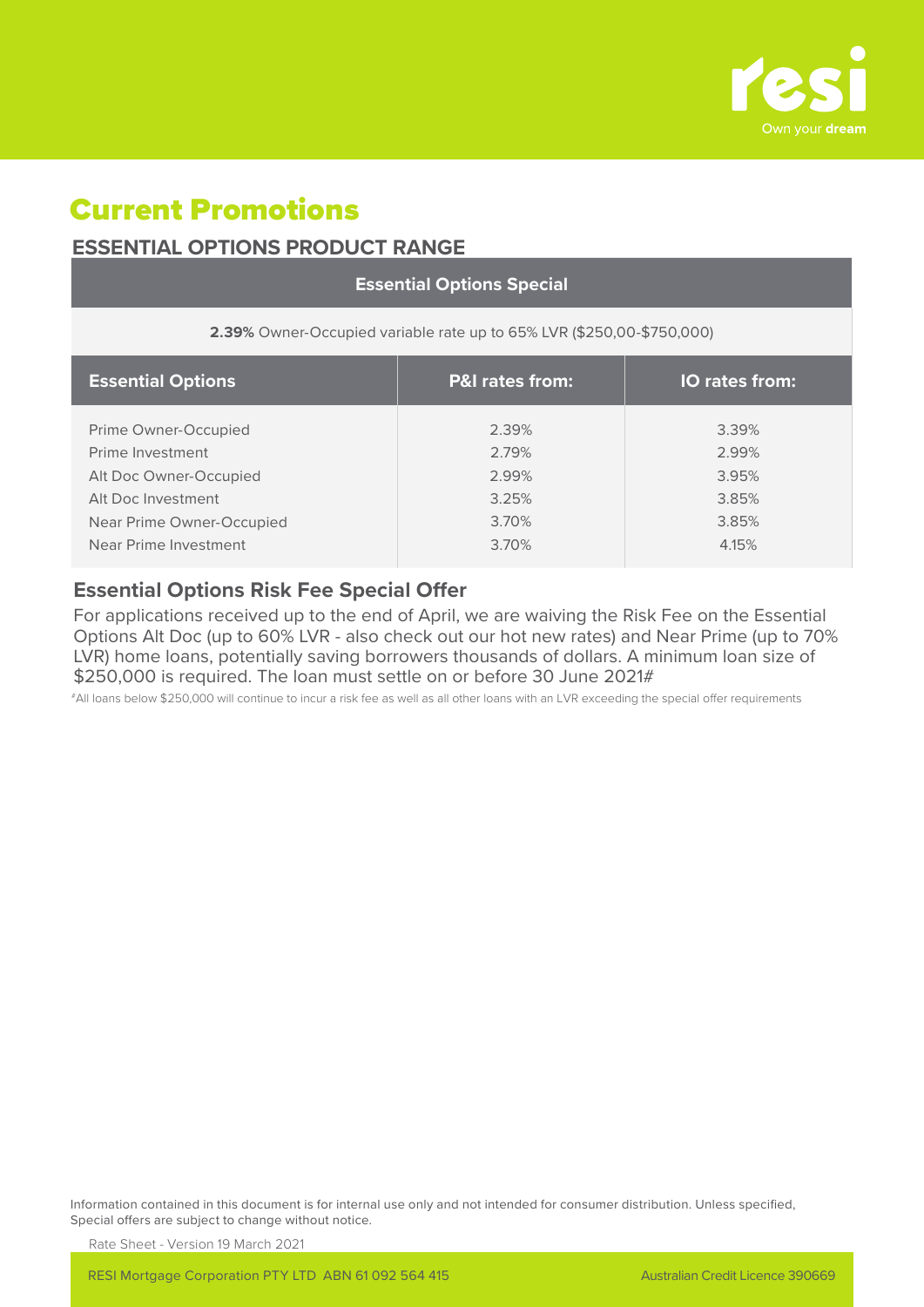# Current Promotions

## ESSENTIAL OPTIONS PRODUCT RANGE

| Essential Options Special | | |
|---|---|---|
| **2.39%** Owner-Occupied variable rate up to 65% LVR ($250,00-$750,000) | | |
| **Essential Options** | **P&I rates from:** | **IO rates from:** |
| Prime Owner-Occupied | 2.39% | 3.39% |
| Prime Investment | 2.79% | 2.99% |
| Alt Doc Owner-Occupied | 2.99% | 3.95% |
| Alt Doc Investment | 3.25% | 3.85% |
| Near Prime Owner-Occupied | 3.70% | 3.85% |
| Near Prime Investment | 3.70% | 4.15% |

### Essential Options Risk Fee Special Offer

For applications received up to the end of April, we are waiving the Risk Fee on the Essential Options Alt Doc (up to 60% LVR - also check out our hot new rates) and Near Prime (up to 70% LVR) home loans, potentially saving borrowers thousands of dollars. A minimum loan size of $250,000 is required. The loan must settle on or before 30 June 2021#

#All loans below $250,000 will continue to incur a risk fee as well as all other loans with an LVR exceeding the special offer requirements

Information contained in this document is for internal use only and not intended for consumer distribution. Unless specified, Special offers are subject to change without notice.

Rate Sheet - Version 19 March 2021

RESI Mortgage Corporation PTY LTD ABN 61 092 564 415 Australian Credit Licence 390669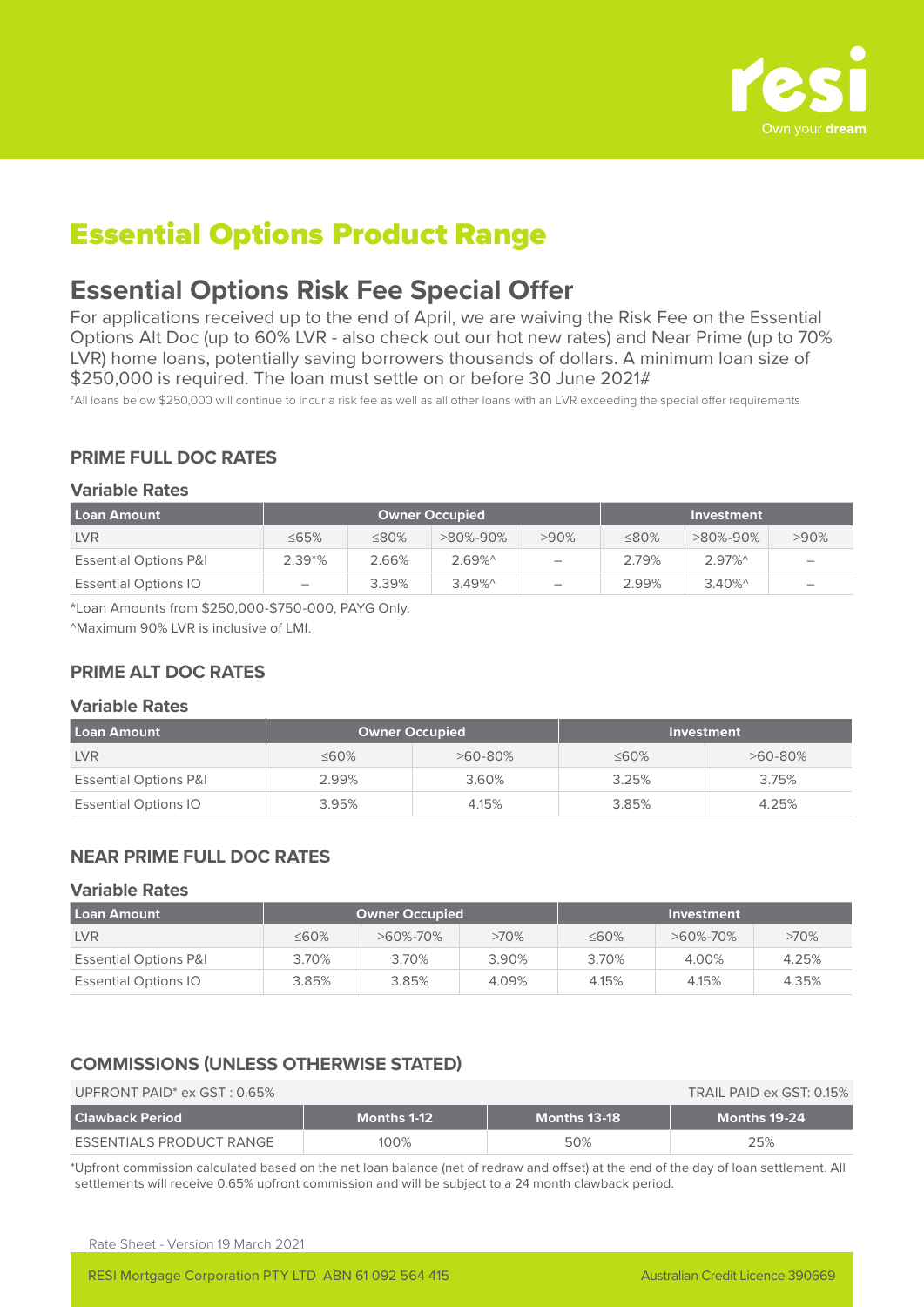# Essential Options Product Range

## Essential Options Risk Fee Special Offer

For applications received up to the end of April, we are waiving the Risk Fee on the Essential Options Alt Doc (up to 60% LVR - also check out our hot new rates) and Near Prime (up to 70% LVR) home loans, potentially saving borrowers thousands of dollars. A minimum loan size of $250,000 is required. The loan must settle on or before 30 June 2021#

#All loans below $250,000 will continue to incur a risk fee as well as all other loans with an LVR exceeding the special offer requirements

### PRIME FULL DOC RATES

#### Variable Rates

| Loan Amount | Owner Occupied | | | | Investment | | |
|---|---|---|---|---|---|---|---|
| LVR | ≤65% | ≤80% | >80%-90% | >90% | ≤80% | >80%-90% | >90% |
| Essential Options P&I | 2.39*% | 2.66% | 2.69%^ | – | 2.79% | 2.97%^ | – |
| Essential Options IO | – | 3.39% | 3.49%^ | – | 2.99% | 3.40%^ | – |

*Loan Amounts from $250,000-$750-000, PAYG Only.

^Maximum 90% LVR is inclusive of LMI.

### PRIME ALT DOC RATES

#### Variable Rates

| Loan Amount | Owner Occupied | | Investment | |
|---|---|---|---|---|
| LVR | ≤60% | >60-80% | ≤60% | >60-80% |
| Essential Options P&I | 2.99% | 3.60% | 3.25% | 3.75% |
| Essential Options IO | 3.95% | 4.15% | 3.85% | 4.25% |

### NEAR PRIME FULL DOC RATES

#### Variable Rates

| Loan Amount | Owner Occupied | | | Investment | | |
|---|---|---|---|---|---|---|
| LVR | ≤60% | >60%-70% | >70% | ≤60% | >60%-70% | >70% |
| Essential Options P&I | 3.70% | 3.70% | 3.90% | 3.70% | 4.00% | 4.25% |
| Essential Options IO | 3.85% | 3.85% | 4.09% | 4.15% | 4.15% | 4.35% |

### COMMISSIONS (UNLESS OTHERWISE STATED)

UPFRONT PAID* ex GST : 0.65% — TRAIL PAID ex GST: 0.15%

| Clawback Period | Months 1-12 | Months 13-18 | Months 19-24 |
|---|---|---|---|
| ESSENTIALS PRODUCT RANGE | 100% | 50% | 25% |

*Upfront commission calculated based on the net loan balance (net of redraw and offset) at the end of the day of loan settlement. All settlements will receive 0.65% upfront commission and will be subject to a 24 month clawback period.

Rate Sheet - Version 19 March 2021

RESI Mortgage Corporation PTY LTD ABN 61 092 564 415 — Australian Credit Licence 390669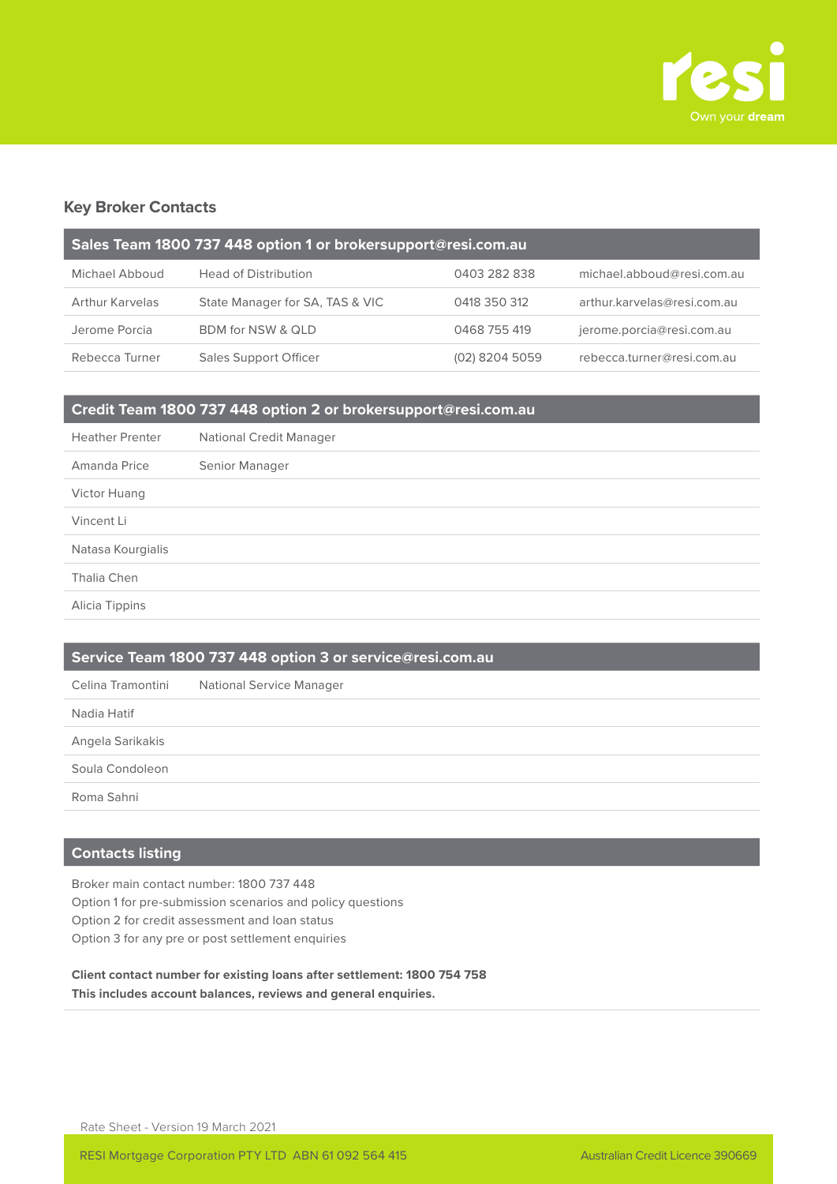## Key Broker Contacts

| Sales Team 1800 737 448 option 1 or brokersupport@resi.com.au | | | |
|---|---|---|---|
| Michael Abboud | Head of Distribution | 0403 282 838 | michael.abboud@resi.com.au |
| Arthur Karvelas | State Manager for SA, TAS & VIC | 0418 350 312 | arthur.karvelas@resi.com.au |
| Jerome Porcia | BDM for NSW & QLD | 0468 755 419 | jerome.porcia@resi.com.au |
| Rebecca Turner | Sales Support Officer | (02) 8204 5059 | rebecca.turner@resi.com.au |

| Credit Team 1800 737 448 option 2 or brokersupport@resi.com.au | |
|---|---|
| Heather Prenter | National Credit Manager |
| Amanda Price | Senior Manager |
| Victor Huang | |
| Vincent Li | |
| Natasa Kourgialis | |
| Thalia Chen | |
| Alicia Tippins | |

| Service Team 1800 737 448 option 3 or service@resi.com.au | |
|---|---|
| Celina Tramontini | National Service Manager |
| Nadia Hatif | |
| Angela Sarikakis | |
| Soula Condoleon | |
| Roma Sahni | |

### Contacts listing

Broker main contact number: 1800 737 448
Option 1 for pre-submission scenarios and policy questions
Option 2 for credit assessment and loan status
Option 3 for any pre or post settlement enquiries

**Client contact number for existing loans after settlement: 1800 754 758**
**This includes account balances, reviews and general enquiries.**

Rate Sheet - Version 19 March 2021

RESI Mortgage Corporation PTY LTD ABN 61 092 564 415 Australian Credit Licence 390669